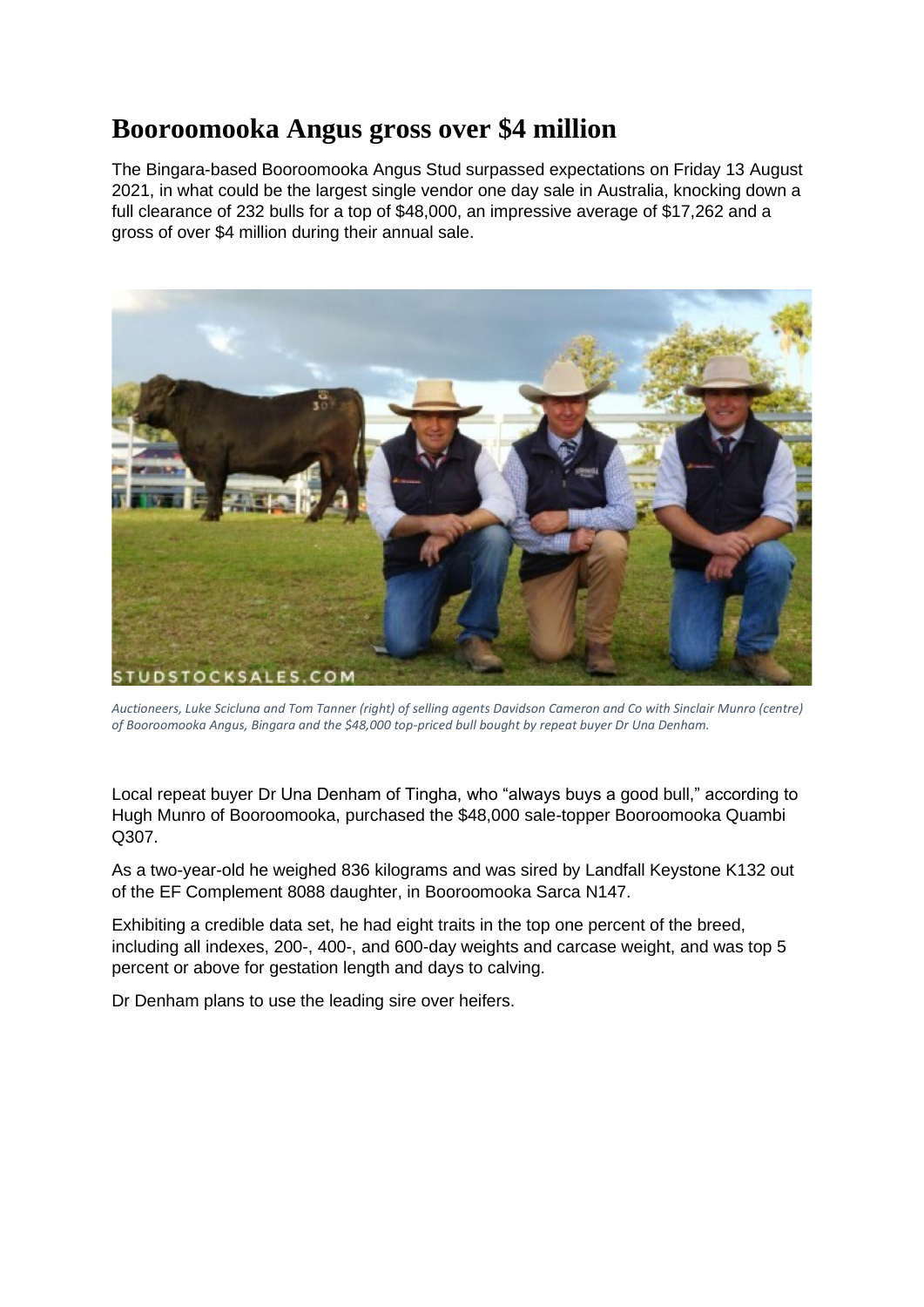# Booroomooka Angus gross over $4 million

The Bingara-based Booroomooka Angus Stud surpassed expectations on Friday 13 August 2021, in what could be the largest single vendor one day sale in Australia, knocking down a full clearance of 232 bulls for a top of $48,000, an impressive average of $17,262 and a gross of over $4 million during their annual sale.

*Auctioneers, Luke Scicluna and Tom Tanner (right) of selling agents Davidson Cameron and Co with Sinclair Munro (centre) of Booroomooka Angus, Bingara and the $48,000 top-priced bull bought by repeat buyer Dr Una Denham.*

Local repeat buyer Dr Una Denham of Tingha, who "always buys a good bull," according to Hugh Munro of Booroomooka, purchased the $48,000 sale-topper Booroomooka Quambi Q307.

As a two-year-old he weighed 836 kilograms and was sired by Landfall Keystone K132 out of the EF Complement 8088 daughter, in Booroomooka Sarca N147.

Exhibiting a credible data set, he had eight traits in the top one percent of the breed, including all indexes, 200-, 400-, and 600-day weights and carcase weight, and was top 5 percent or above for gestation length and days to calving.

Dr Denham plans to use the leading sire over heifers.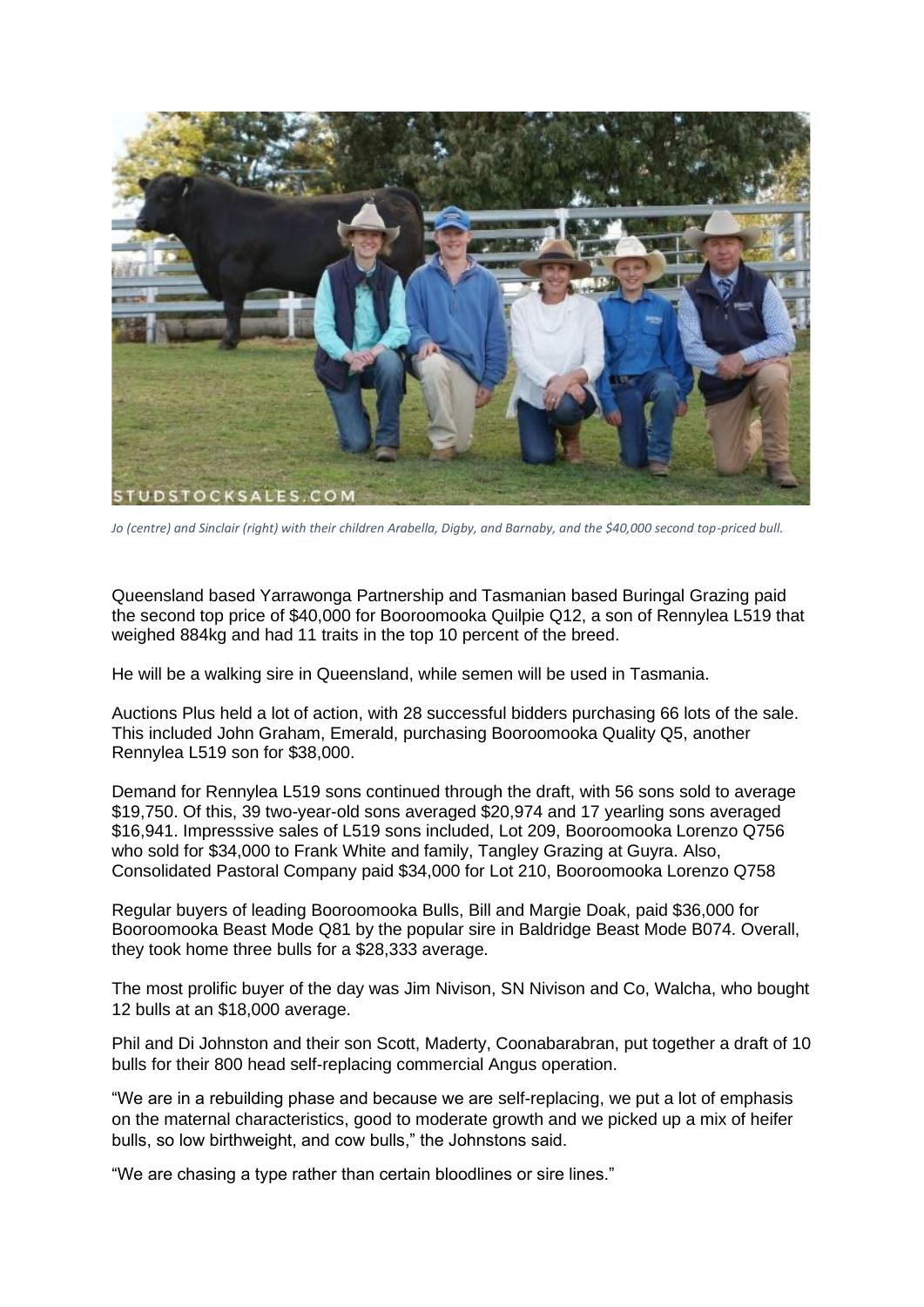*Jo (centre) and Sinclair (right) with their children Arabella, Digby, and Barnaby, and the $40,000 second top-priced bull.*

Queensland based Yarrawonga Partnership and Tasmanian based Buringal Grazing paid the second top price of $40,000 for Booroomooka Quilpie Q12, a son of Rennylea L519 that weighed 884kg and had 11 traits in the top 10 percent of the breed.

He will be a walking sire in Queensland, while semen will be used in Tasmania.

Auctions Plus held a lot of action, with 28 successful bidders purchasing 66 lots of the sale. This included John Graham, Emerald, purchasing Booroomooka Quality Q5, another Rennylea L519 son for $38,000.

Demand for Rennylea L519 sons continued through the draft, with 56 sons sold to average $19,750. Of this, 39 two-year-old sons averaged $20,974 and 17 yearling sons averaged $16,941. Impresssive sales of L519 sons included, Lot 209, Booroomooka Lorenzo Q756 who sold for $34,000 to Frank White and family, Tangley Grazing at Guyra. Also, Consolidated Pastoral Company paid $34,000 for Lot 210, Booroomooka Lorenzo Q758

Regular buyers of leading Booroomooka Bulls, Bill and Margie Doak, paid $36,000 for Booroomooka Beast Mode Q81 by the popular sire in Baldridge Beast Mode B074. Overall, they took home three bulls for a $28,333 average.

The most prolific buyer of the day was Jim Nivison, SN Nivison and Co, Walcha, who bought 12 bulls at an $18,000 average.

Phil and Di Johnston and their son Scott, Maderty, Coonabarabran, put together a draft of 10 bulls for their 800 head self-replacing commercial Angus operation.

“We are in a rebuilding phase and because we are self-replacing, we put a lot of emphasis on the maternal characteristics, good to moderate growth and we picked up a mix of heifer bulls, so low birthweight, and cow bulls,” the Johnstons said.

“We are chasing a type rather than certain bloodlines or sire lines.”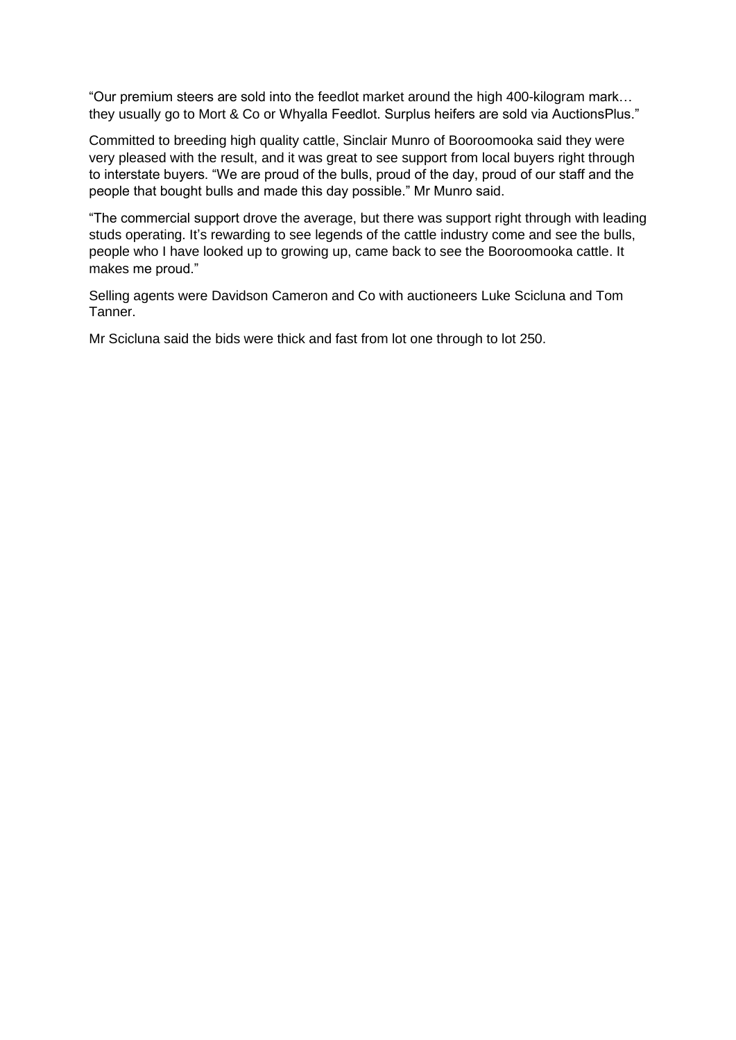"Our premium steers are sold into the feedlot market around the high 400-kilogram mark… they usually go to Mort & Co or Whyalla Feedlot. Surplus heifers are sold via AuctionsPlus."

Committed to breeding high quality cattle, Sinclair Munro of Booroomooka said they were very pleased with the result, and it was great to see support from local buyers right through to interstate buyers. "We are proud of the bulls, proud of the day, proud of our staff and the people that bought bulls and made this day possible." Mr Munro said.

"The commercial support drove the average, but there was support right through with leading studs operating. It's rewarding to see legends of the cattle industry come and see the bulls, people who I have looked up to growing up, came back to see the Booroomooka cattle. It makes me proud."

Selling agents were Davidson Cameron and Co with auctioneers Luke Scicluna and Tom Tanner.

Mr Scicluna said the bids were thick and fast from lot one through to lot 250.